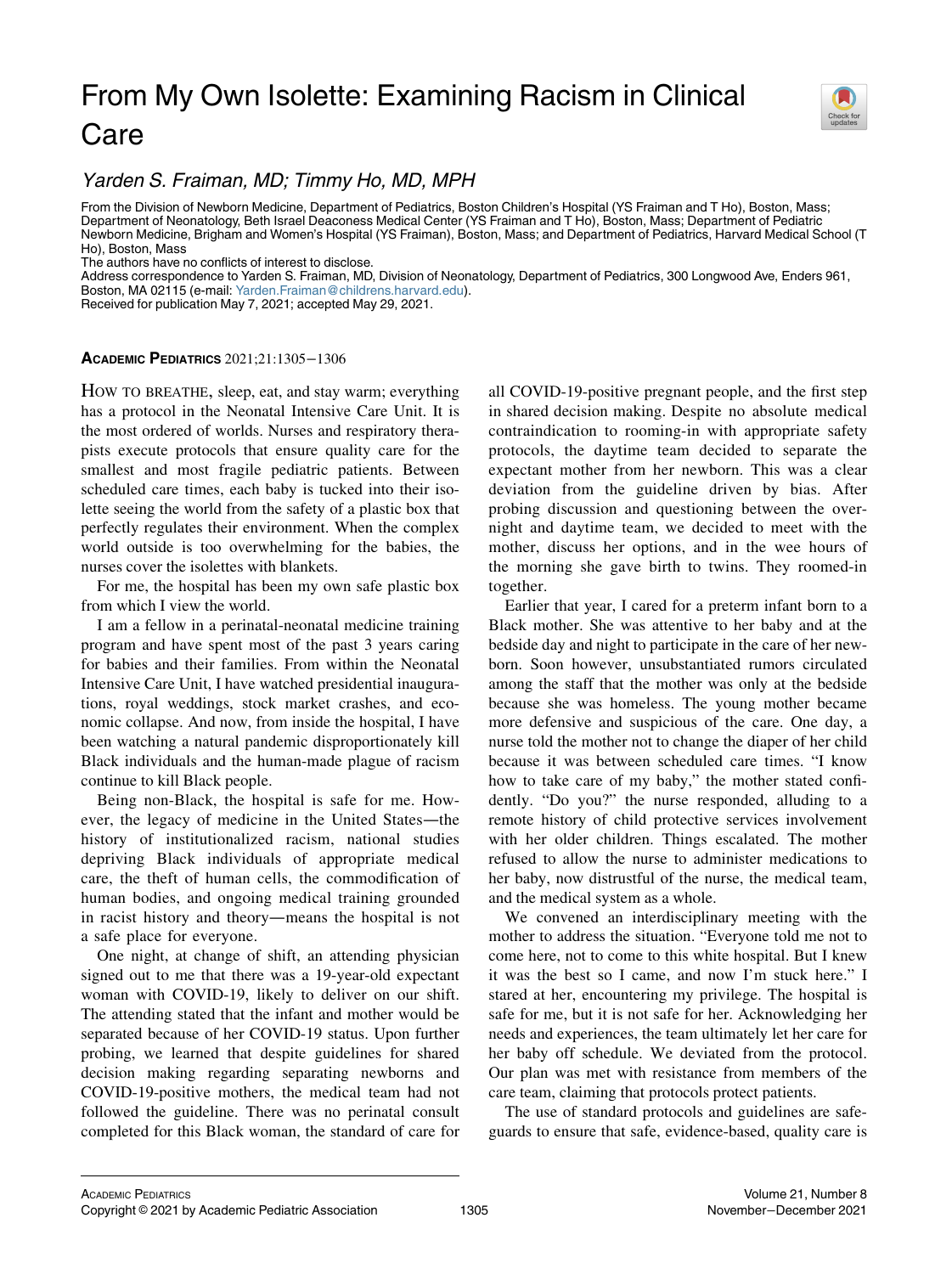# From My Own Isolette: Examining Racism in Clinical Care

*Yarden S. Fraiman, MD; Timmy Ho, MD, MPH*

From the Division of Newborn Medicine, Department of Pediatrics, Boston Children's Hospital (YS Fraiman and T Ho), Boston, Mass; Department of Neonatology, Beth Israel Deaconess Medical Center (YS Fraiman and T Ho), Boston, Mass; Department of Pediatric Newborn Medicine, Brigham and Women's Hospital (YS Fraiman), Boston, Mass; and Department of Pediatrics, Harvard Medical School (T Ho), Boston, Mass

The authors have no conflicts of interest to disclose.

Address correspondence to Yarden S. Fraiman, MD, Division of Neonatology, Department of Pediatrics, 300 Longwood Ave, Enders 961, Boston, MA 02115 (e-mail: Yarden.Fraiman@childrens.harvard.edu).

Received for publication May 7, 2021; accepted May 29, 2021.

**ACADEMIC PEDIATRICS** 2021;21:1305−1306

HOW TO BREATHE, sleep, eat, and stay warm; everything has a protocol in the Neonatal Intensive Care Unit. It is the most ordered of worlds. Nurses and respiratory therapists execute protocols that ensure quality care for the smallest and most fragile pediatric patients. Between scheduled care times, each baby is tucked into their isolette seeing the world from the safety of a plastic box that perfectly regulates their environment. When the complex world outside is too overwhelming for the babies, the nurses cover the isolettes with blankets.

For me, the hospital has been my own safe plastic box from which I view the world.

I am a fellow in a perinatal-neonatal medicine training program and have spent most of the past 3 years caring for babies and their families. From within the Neonatal Intensive Care Unit, I have watched presidential inaugurations, royal weddings, stock market crashes, and economic collapse. And now, from inside the hospital, I have been watching a natural pandemic disproportionately kill Black individuals and the human-made plague of racism continue to kill Black people.

Being non-Black, the hospital is safe for me. However, the legacy of medicine in the United States—the history of institutionalized racism, national studies depriving Black individuals of appropriate medical care, the theft of human cells, the commodification of human bodies, and ongoing medical training grounded in racist history and theory—means the hospital is not a safe place for everyone.

One night, at change of shift, an attending physician signed out to me that there was a 19-year-old expectant woman with COVID-19, likely to deliver on our shift. The attending stated that the infant and mother would be separated because of her COVID-19 status. Upon further probing, we learned that despite guidelines for shared decision making regarding separating newborns and COVID-19-positive mothers, the medical team had not followed the guideline. There was no perinatal consult completed for this Black woman, the standard of care for all COVID-19-positive pregnant people, and the first step in shared decision making. Despite no absolute medical contraindication to rooming-in with appropriate safety protocols, the daytime team decided to separate the expectant mother from her newborn. This was a clear deviation from the guideline driven by bias. After probing discussion and questioning between the overnight and daytime team, we decided to meet with the mother, discuss her options, and in the wee hours of the morning she gave birth to twins. They roomed-in together.

Earlier that year, I cared for a preterm infant born to a Black mother. She was attentive to her baby and at the bedside day and night to participate in the care of her newborn. Soon however, unsubstantiated rumors circulated among the staff that the mother was only at the bedside because she was homeless. The young mother became more defensive and suspicious of the care. One day, a nurse told the mother not to change the diaper of her child because it was between scheduled care times. "I know how to take care of my baby," the mother stated confidently. "Do you?" the nurse responded, alluding to a remote history of child protective services involvement with her older children. Things escalated. The mother refused to allow the nurse to administer medications to her baby, now distrustful of the nurse, the medical team, and the medical system as a whole.

We convened an interdisciplinary meeting with the mother to address the situation. "Everyone told me not to come here, not to come to this white hospital. But I knew it was the best so I came, and now I'm stuck here." I stared at her, encountering my privilege. The hospital is safe for me, but it is not safe for her. Acknowledging her needs and experiences, the team ultimately let her care for her baby off schedule. We deviated from the protocol. Our plan was met with resistance from members of the care team, claiming that protocols protect patients.

The use of standard protocols and guidelines are safeguards to ensure that safe, evidence-based, quality care is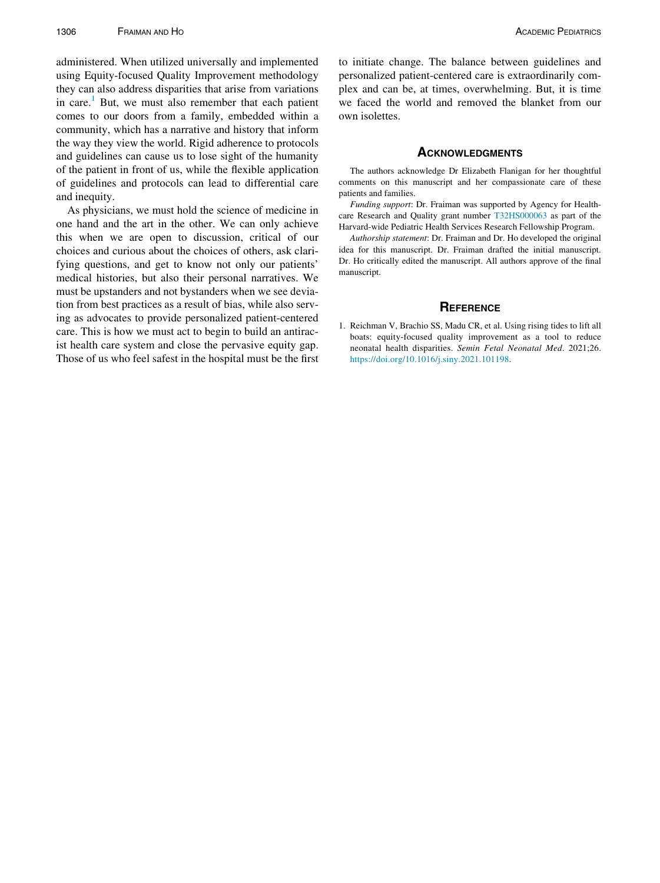administered. When utilized universally and implemented using Equity-focused Quality Improvement methodology they can also address disparities that arise from variations in care.[1] But, we must also remember that each patient comes to our doors from a family, embedded within a community, which has a narrative and history that inform the way they view the world. Rigid adherence to protocols and guidelines can cause us to lose sight of the humanity of the patient in front of us, while the flexible application of guidelines and protocols can lead to differential care and inequity.

As physicians, we must hold the science of medicine in one hand and the art in the other. We can only achieve this when we are open to discussion, critical of our choices and curious about the choices of others, ask clarifying questions, and get to know not only our patients' medical histories, but also their personal narratives. We must be upstanders and not bystanders when we see deviation from best practices as a result of bias, while also serving as advocates to provide personalized patient-centered care. This is how we must act to begin to build an antiracist health care system and close the pervasive equity gap. Those of us who feel safest in the hospital must be the first to initiate change. The balance between guidelines and personalized patient-centered care is extraordinarily complex and can be, at times, overwhelming. But, it is time we faced the world and removed the blanket from our own isolettes.

## Acknowledgments

The authors acknowledge Dr Elizabeth Flanigan for her thoughtful comments on this manuscript and her compassionate care of these patients and families.

*Funding support*: Dr. Fraiman was supported by Agency for Healthcare Research and Quality grant number T32HS000063 as part of the Harvard-wide Pediatric Health Services Research Fellowship Program.

*Authorship statement*: Dr. Fraiman and Dr. Ho developed the original idea for this manuscript. Dr. Fraiman drafted the initial manuscript. Dr. Ho critically edited the manuscript. All authors approve of the final manuscript.

## Reference

1. Reichman V, Brachio SS, Madu CR, et al. Using rising tides to lift all boats: equity-focused quality improvement as a tool to reduce neonatal health disparities. *Semin Fetal Neonatal Med*. 2021;26. https://doi.org/10.1016/j.siny.2021.101198.